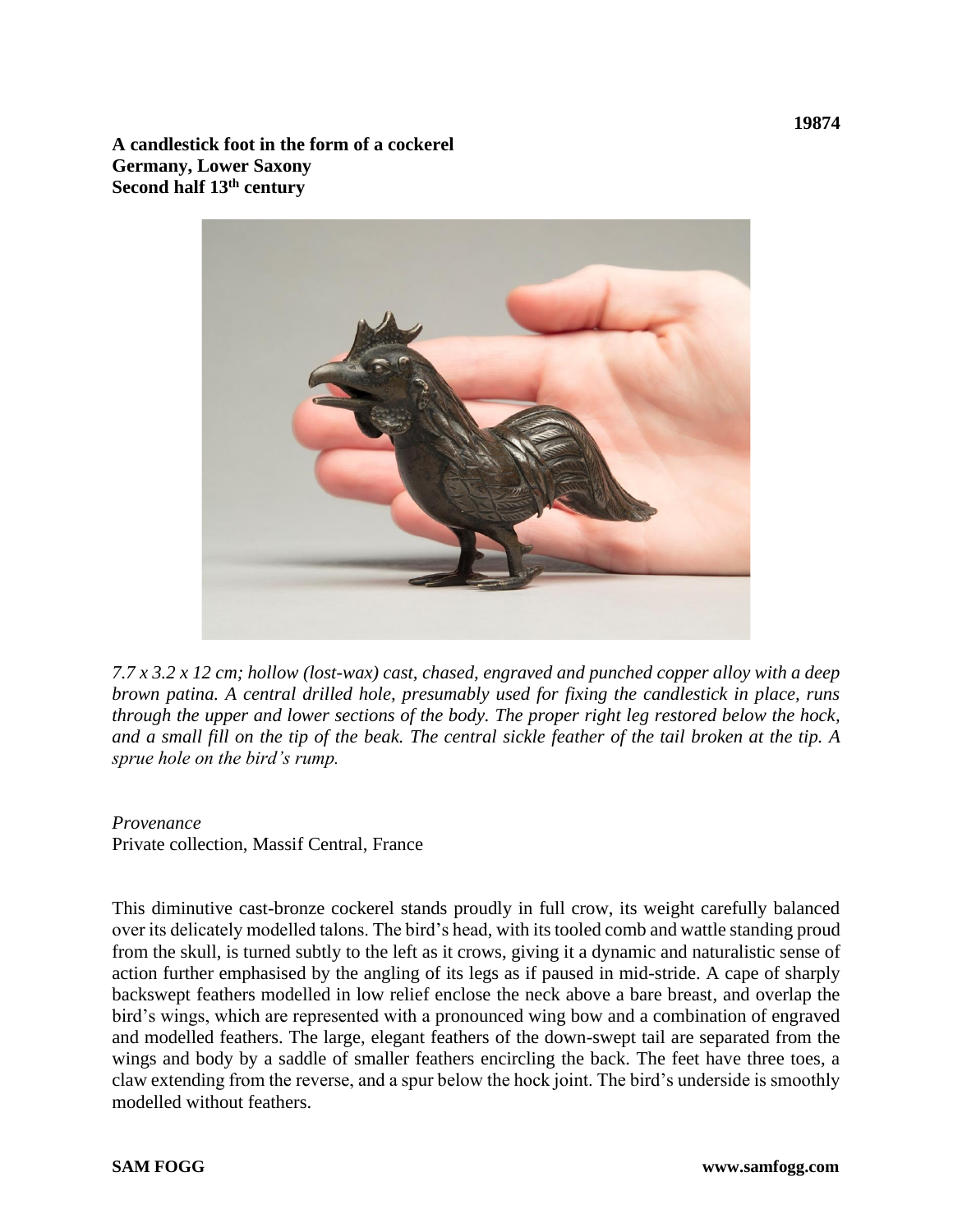19874

**A candlestick foot in the form of a cockerel**
**Germany, Lower Saxony**
**Second half 13th century**

*7.7 x 3.2 x 12 cm; hollow (lost-wax) cast, chased, engraved and punched copper alloy with a deep brown patina. A central drilled hole, presumably used for fixing the candlestick in place, runs through the upper and lower sections of the body. The proper right leg restored below the hock, and a small fill on the tip of the beak. The central sickle feather of the tail broken at the tip. A sprue hole on the bird's rump.*

*Provenance*
Private collection, Massif Central, France

This diminutive cast-bronze cockerel stands proudly in full crow, its weight carefully balanced over its delicately modelled talons. The bird's head, with its tooled comb and wattle standing proud from the skull, is turned subtly to the left as it crows, giving it a dynamic and naturalistic sense of action further emphasised by the angling of its legs as if paused in mid-stride. A cape of sharply backswept feathers modelled in low relief enclose the neck above a bare breast, and overlap the bird's wings, which are represented with a pronounced wing bow and a combination of engraved and modelled feathers. The large, elegant feathers of the down-swept tail are separated from the wings and body by a saddle of smaller feathers encircling the back. The feet have three toes, a claw extending from the reverse, and a spur below the hock joint. The bird's underside is smoothly modelled without feathers.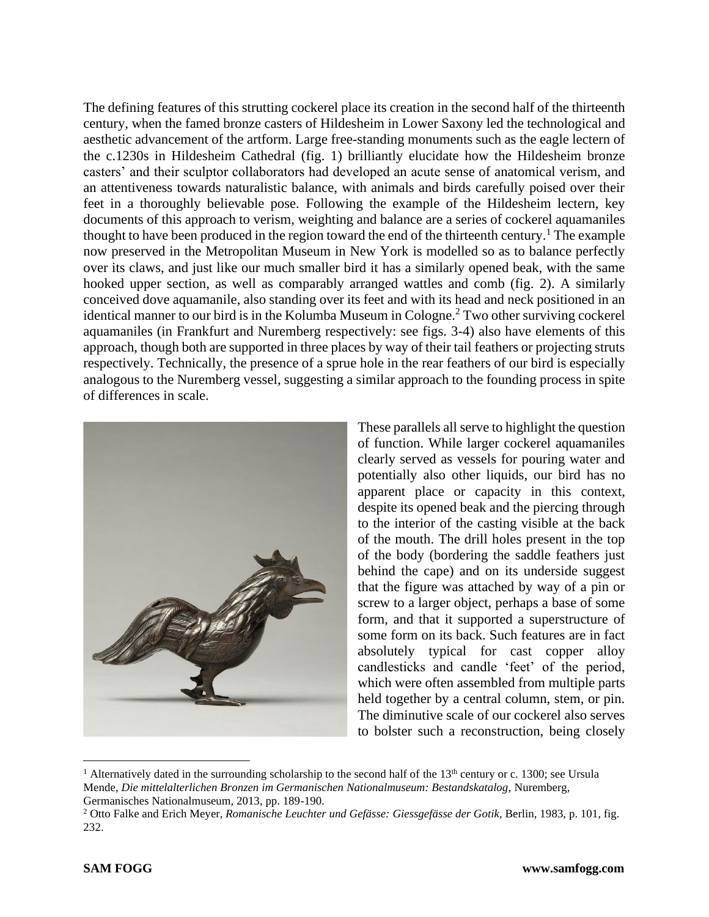The defining features of this strutting cockerel place its creation in the second half of the thirteenth century, when the famed bronze casters of Hildesheim in Lower Saxony led the technological and aesthetic advancement of the artform. Large free-standing monuments such as the eagle lectern of the c.1230s in Hildesheim Cathedral (fig. 1) brilliantly elucidate how the Hildesheim bronze casters' and their sculptor collaborators had developed an acute sense of anatomical verism, and an attentiveness towards naturalistic balance, with animals and birds carefully poised over their feet in a thoroughly believable pose. Following the example of the Hildesheim lectern, key documents of this approach to verism, weighting and balance are a series of cockerel aquamaniles thought to have been produced in the region toward the end of the thirteenth century.[1] The example now preserved in the Metropolitan Museum in New York is modelled so as to balance perfectly over its claws, and just like our much smaller bird it has a similarly opened beak, with the same hooked upper section, as well as comparably arranged wattles and comb (fig. 2). A similarly conceived dove aquamanile, also standing over its feet and with its head and neck positioned in an identical manner to our bird is in the Kolumba Museum in Cologne.[2] Two other surviving cockerel aquamaniles (in Frankfurt and Nuremberg respectively: see figs. 3-4) also have elements of this approach, though both are supported in three places by way of their tail feathers or projecting struts respectively. Technically, the presence of a sprue hole in the rear feathers of our bird is especially analogous to the Nuremberg vessel, suggesting a similar approach to the founding process in spite of differences in scale.

These parallels all serve to highlight the question of function. While larger cockerel aquamaniles clearly served as vessels for pouring water and potentially also other liquids, our bird has no apparent place or capacity in this context, despite its opened beak and the piercing through to the interior of the casting visible at the back of the mouth. The drill holes present in the top of the body (bordering the saddle feathers just behind the cape) and on its underside suggest that the figure was attached by way of a pin or screw to a larger object, perhaps a base of some form, and that it supported a superstructure of some form on its back. Such features are in fact absolutely typical for cast copper alloy candlesticks and candle 'feet' of the period, which were often assembled from multiple parts held together by a central column, stem, or pin. The diminutive scale of our cockerel also serves to bolster such a reconstruction, being closely

---

[1] Alternatively dated in the surrounding scholarship to the second half of the 13th century or c. 1300; see Ursula Mende, *Die mittelalterlichen Bronzen im Germanischen Nationalmuseum: Bestandskatalog,* Nuremberg, Germanisches Nationalmuseum, 2013, pp. 189-190.

[2] Otto Falke and Erich Meyer, *Romanische Leuchter und Gefässe: Giessgefässe der Gotik,* Berlin, 1983, p. 101, fig. 232.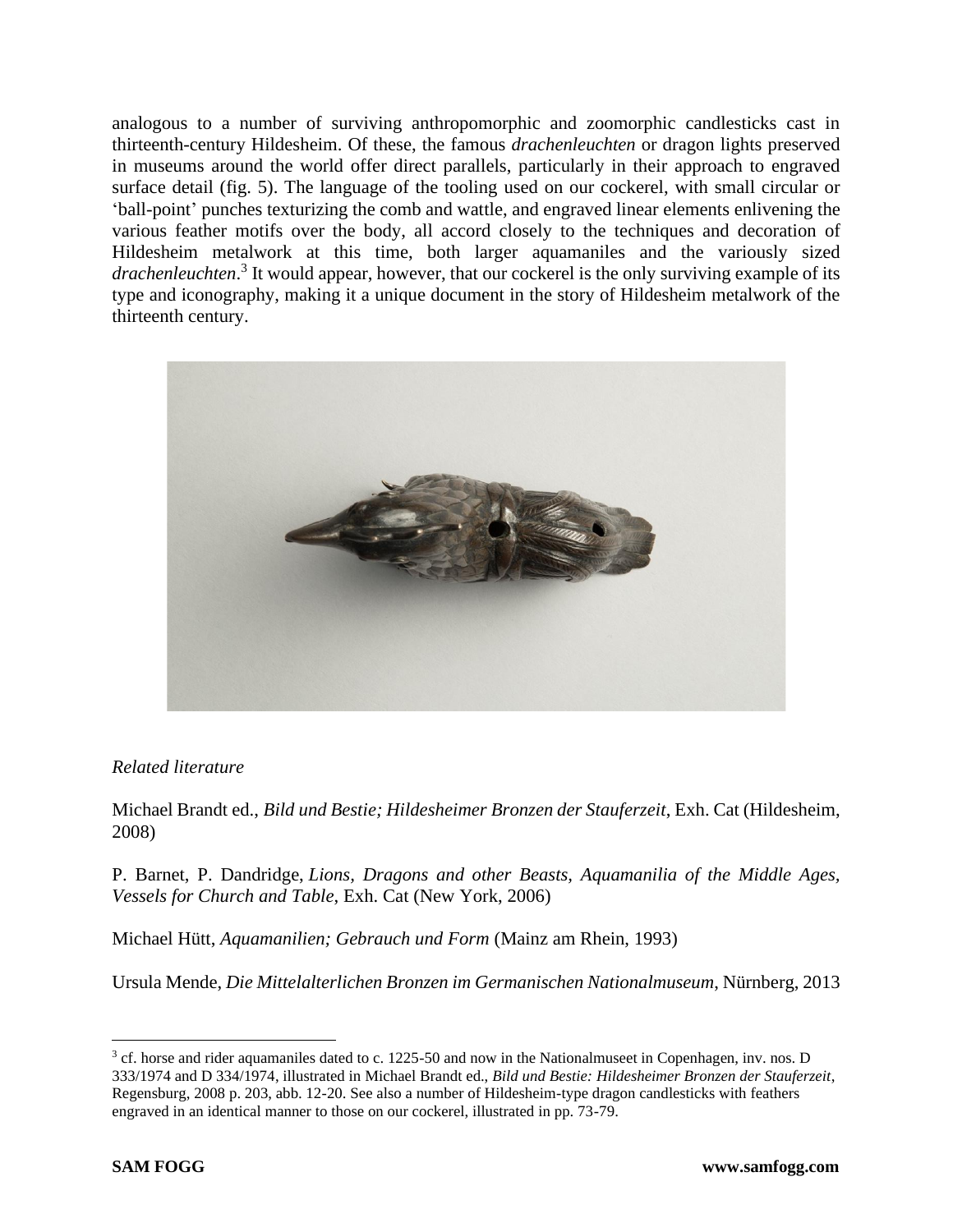analogous to a number of surviving anthropomorphic and zoomorphic candlesticks cast in thirteenth-century Hildesheim. Of these, the famous *drachenleuchten* or dragon lights preserved in museums around the world offer direct parallels, particularly in their approach to engraved surface detail (fig. 5). The language of the tooling used on our cockerel, with small circular or 'ball-point' punches texturizing the comb and wattle, and engraved linear elements enlivening the various feather motifs over the body, all accord closely to the techniques and decoration of Hildesheim metalwork at this time, both larger aquamaniles and the variously sized *drachenleuchten*.[3] It would appear, however, that our cockerel is the only surviving example of its type and iconography, making it a unique document in the story of Hildesheim metalwork of the thirteenth century.

*Related literature*

Michael Brandt ed., *Bild und Bestie; Hildesheimer Bronzen der Stauferzeit*, Exh. Cat (Hildesheim, 2008)

P. Barnet, P. Dandridge, *Lions, Dragons and other Beasts, Aquamanilia of the Middle Ages, Vessels for Church and Table*, Exh. Cat (New York, 2006)

Michael Hütt, *Aquamanilien; Gebrauch und Form* (Mainz am Rhein, 1993)

Ursula Mende, *Die Mittelalterlichen Bronzen im Germanischen Nationalmuseum*, Nürnberg, 2013

---

[3] cf. horse and rider aquamaniles dated to c. 1225-50 and now in the Nationalmuseet in Copenhagen, inv. nos. D 333/1974 and D 334/1974, illustrated in Michael Brandt ed., *Bild und Bestie: Hildesheimer Bronzen der Stauferzeit*, Regensburg, 2008 p. 203, abb. 12-20. See also a number of Hildesheim-type dragon candlesticks with feathers engraved in an identical manner to those on our cockerel, illustrated in pp. 73-79.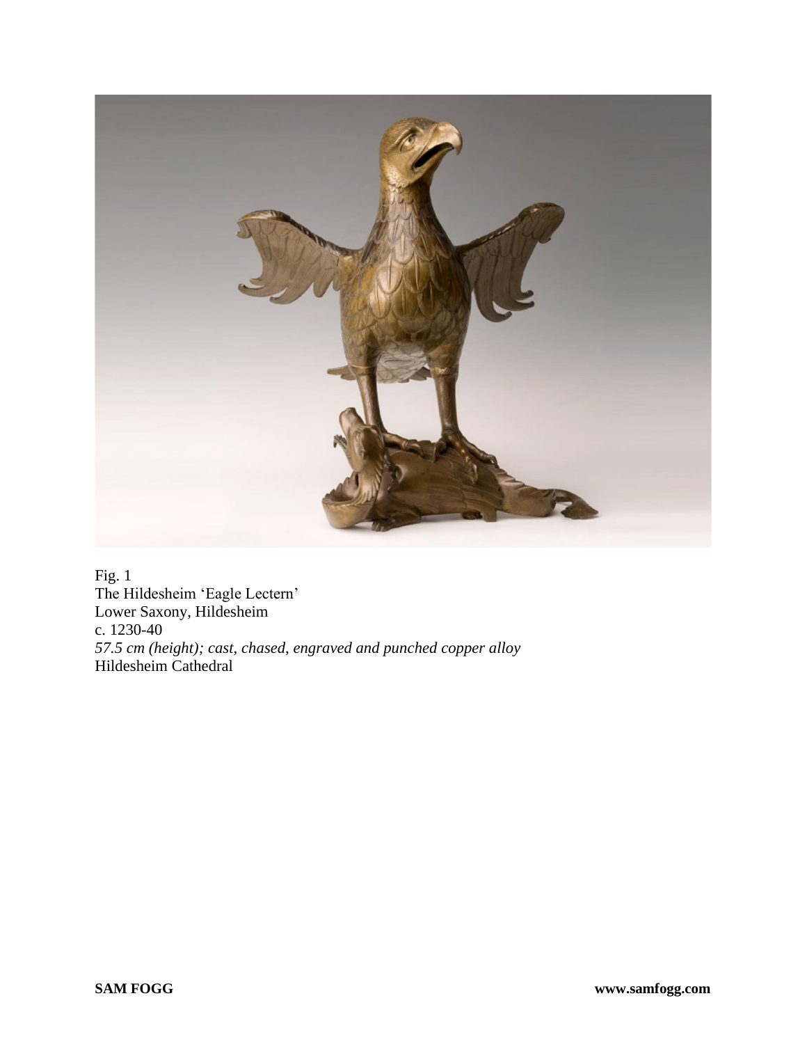Fig. 1
The Hildesheim ‘Eagle Lectern’
Lower Saxony, Hildesheim
c. 1230-40
*57.5 cm (height); cast, chased, engraved and punched copper alloy*
Hildesheim Cathedral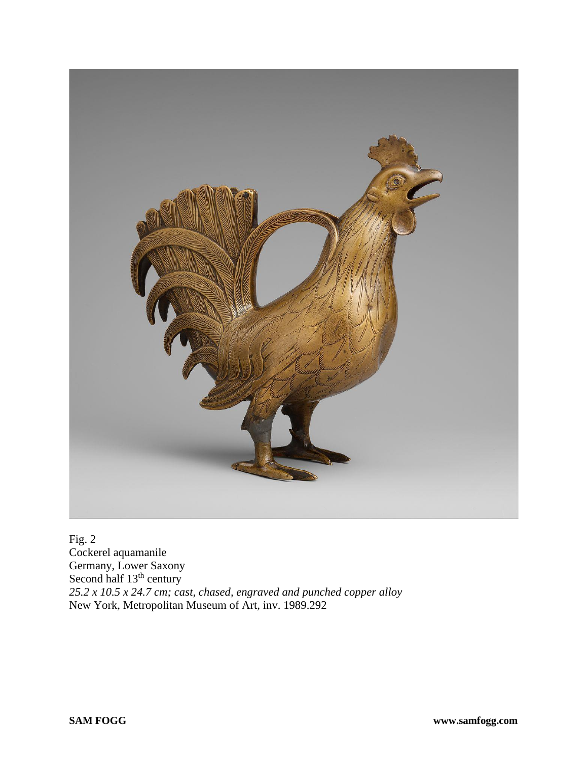Fig. 2
Cockerel aquamanile
Germany, Lower Saxony
Second half 13th century
*25.2 x 10.5 x 24.7 cm; cast, chased, engraved and punched copper alloy*
New York, Metropolitan Museum of Art, inv. 1989.292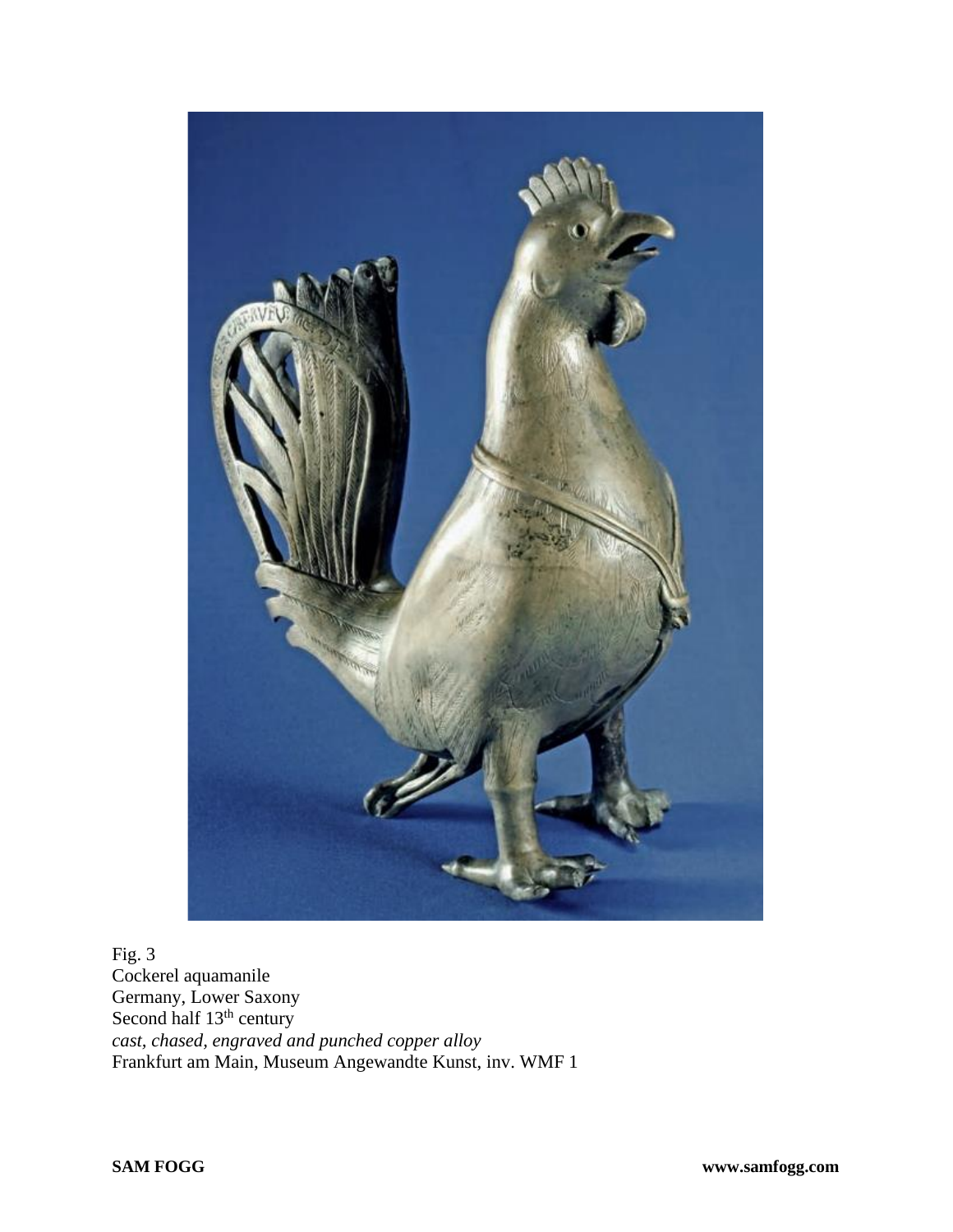Fig. 3
Cockerel aquamanile
Germany, Lower Saxony
Second half 13th century
*cast, chased, engraved and punched copper alloy*
Frankfurt am Main, Museum Angewandte Kunst, inv. WMF 1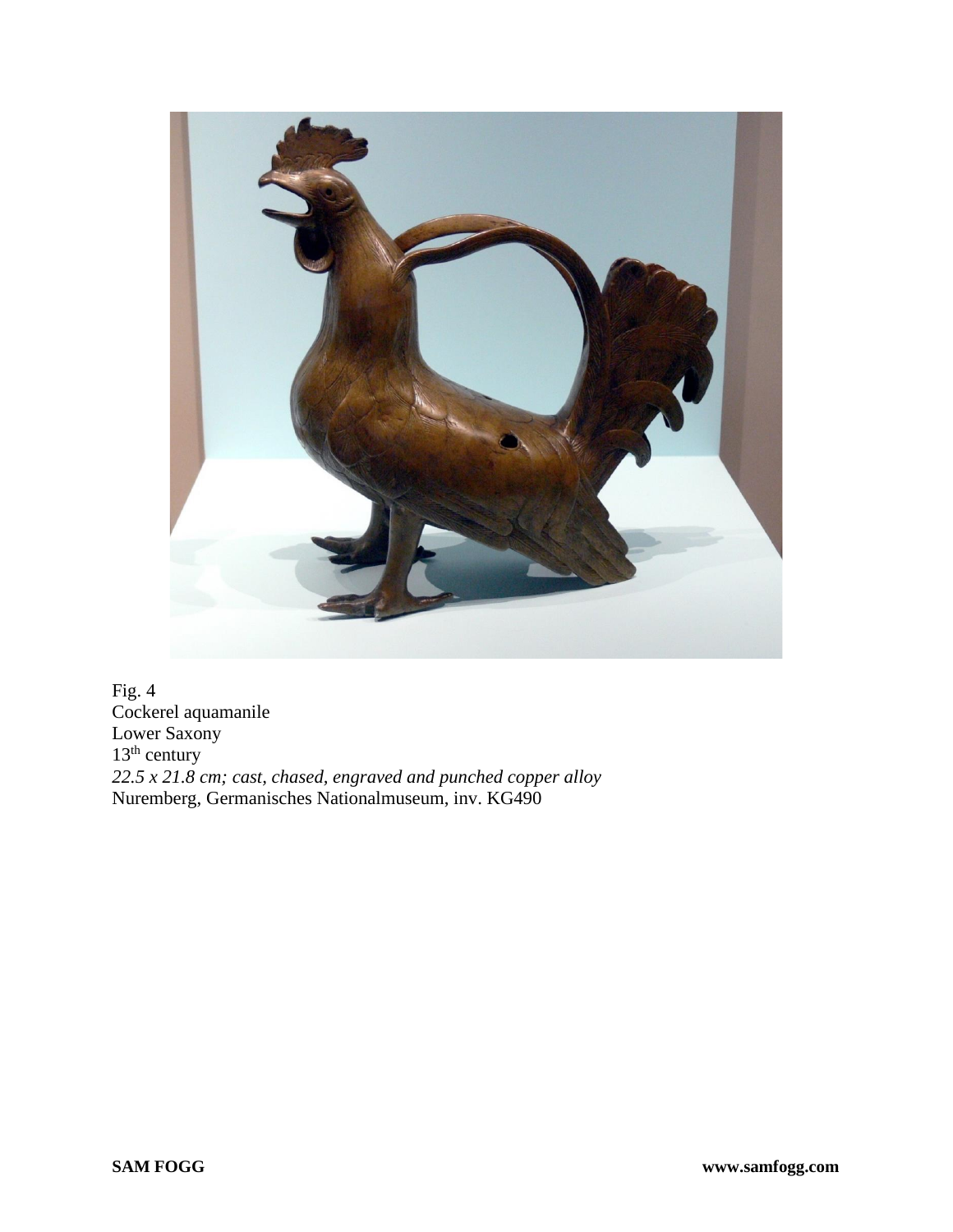Fig. 4
Cockerel aquamanile
Lower Saxony
13th century
*22.5 x 21.8 cm; cast, chased, engraved and punched copper alloy*
Nuremberg, Germanisches Nationalmuseum, inv. KG490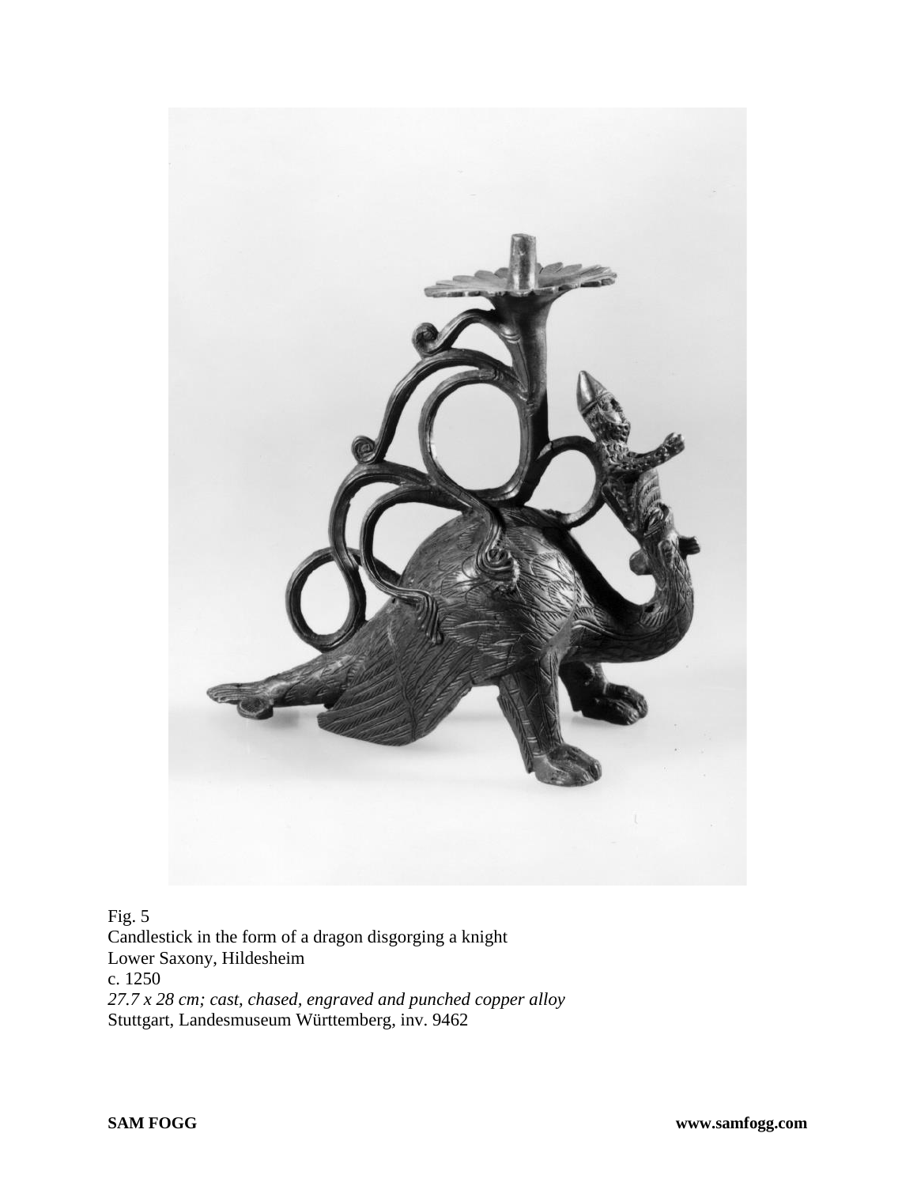Fig. 5
Candlestick in the form of a dragon disgorging a knight
Lower Saxony, Hildesheim
c. 1250
*27.7 x 28 cm; cast, chased, engraved and punched copper alloy*
Stuttgart, Landesmuseum Württemberg, inv. 9462